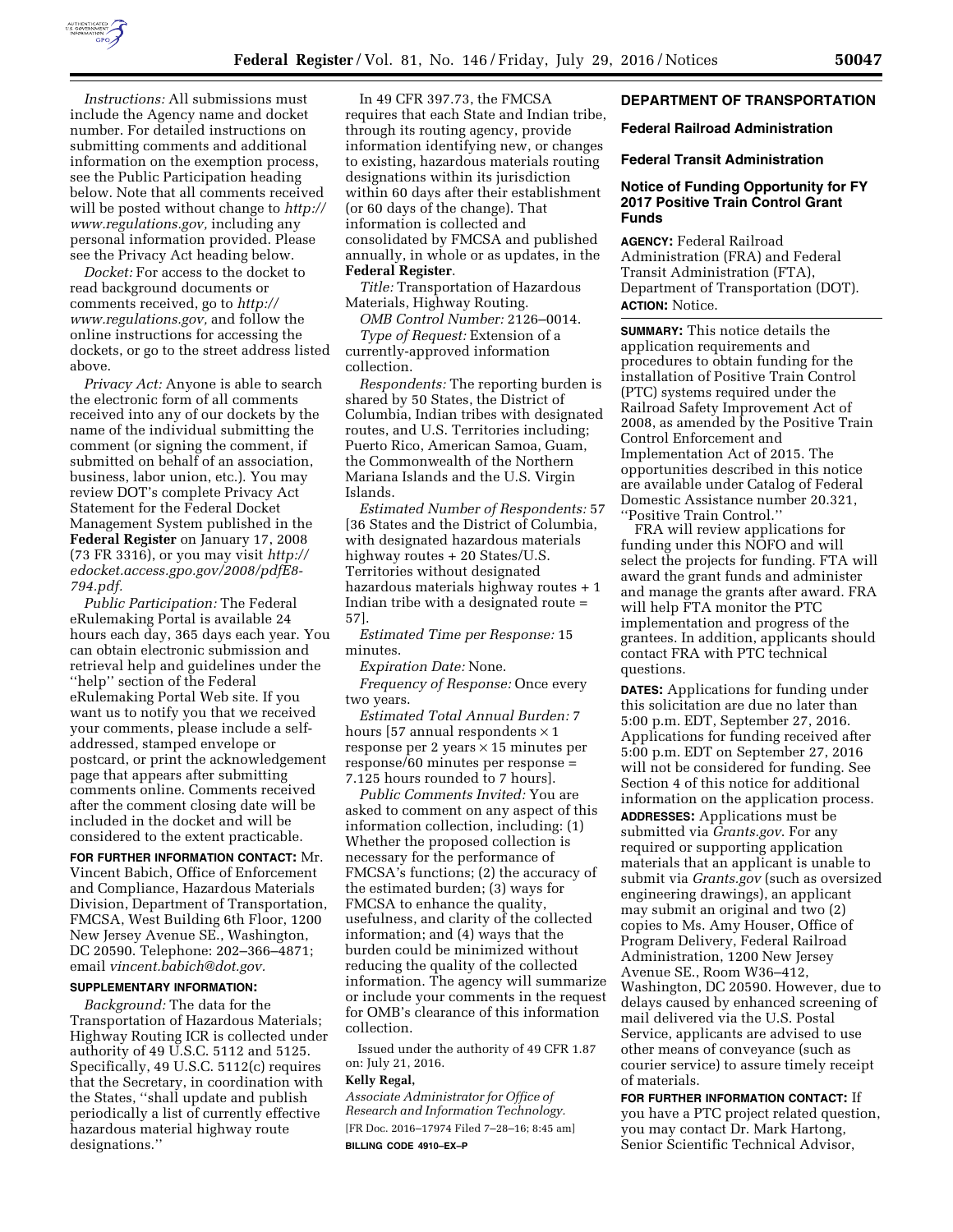*Instructions:* All submissions must include the Agency name and docket number. For detailed instructions on submitting comments and additional information on the exemption process, see the Public Participation heading below. Note that all comments received will be posted without change to *http://www.regulations.gov,* including any personal information provided. Please see the Privacy Act heading below.

*Docket:* For access to the docket to read background documents or comments received, go to *http://www.regulations.gov,* and follow the online instructions for accessing the dockets, or go to the street address listed above.

*Privacy Act:* Anyone is able to search the electronic form of all comments received into any of our dockets by the name of the individual submitting the comment (or signing the comment, if submitted on behalf of an association, business, labor union, etc.). You may review DOT's complete Privacy Act Statement for the Federal Docket Management System published in the **Federal Register** on January 17, 2008 (73 FR 3316), or you may visit *http://edocket.access.gpo.gov/2008/pdfE8-794.pdf.*

*Public Participation:* The Federal eRulemaking Portal is available 24 hours each day, 365 days each year. You can obtain electronic submission and retrieval help and guidelines under the ''help'' section of the Federal eRulemaking Portal Web site. If you want us to notify you that we received your comments, please include a self-addressed, stamped envelope or postcard, or print the acknowledgement page that appears after submitting comments online. Comments received after the comment closing date will be included in the docket and will be considered to the extent practicable.

**FOR FURTHER INFORMATION CONTACT:** Mr. Vincent Babich, Office of Enforcement and Compliance, Hazardous Materials Division, Department of Transportation, FMCSA, West Building 6th Floor, 1200 New Jersey Avenue SE., Washington, DC 20590. Telephone: 202–366–4871; email *vincent.babich@dot.gov.*

**SUPPLEMENTARY INFORMATION:**

*Background:* The data for the Transportation of Hazardous Materials; Highway Routing ICR is collected under authority of 49 U.S.C. 5112 and 5125. Specifically, 49 U.S.C. 5112(c) requires that the Secretary, in coordination with the States, ''shall update and publish periodically a list of currently effective hazardous material highway route designations.''

In 49 CFR 397.73, the FMCSA requires that each State and Indian tribe, through its routing agency, provide information identifying new, or changes to existing, hazardous materials routing designations within its jurisdiction within 60 days after their establishment (or 60 days of the change). That information is collected and consolidated by FMCSA and published annually, in whole or as updates, in the **Federal Register**.

*Title:* Transportation of Hazardous Materials, Highway Routing.

*OMB Control Number:* 2126–0014.

*Type of Request:* Extension of a currently-approved information collection.

*Respondents:* The reporting burden is shared by 50 States, the District of Columbia, Indian tribes with designated routes, and U.S. Territories including; Puerto Rico, American Samoa, Guam, the Commonwealth of the Northern Mariana Islands and the U.S. Virgin Islands.

*Estimated Number of Respondents:* 57 [36 States and the District of Columbia, with designated hazardous materials highway routes + 20 States/U.S. Territories without designated hazardous materials highway routes + 1 Indian tribe with a designated route = 57].

*Estimated Time per Response:* 15 minutes.

*Expiration Date:* None.

*Frequency of Response:* Once every two years.

*Estimated Total Annual Burden:* 7 hours [57 annual respondents × 1 response per 2 years × 15 minutes per response/60 minutes per response = 7.125 hours rounded to 7 hours].

*Public Comments Invited:* You are asked to comment on any aspect of this information collection, including: (1) Whether the proposed collection is necessary for the performance of FMCSA's functions; (2) the accuracy of the estimated burden; (3) ways for FMCSA to enhance the quality, usefulness, and clarity of the collected information; and (4) ways that the burden could be minimized without reducing the quality of the collected information. The agency will summarize or include your comments in the request for OMB's clearance of this information collection.

Issued under the authority of 49 CFR 1.87 on: July 21, 2016.

**Kelly Regal,**

*Associate Administrator for Office of Research and Information Technology.*

[FR Doc. 2016–17974 Filed 7–28–16; 8:45 am]

**BILLING CODE 4910–EX–P**

## DEPARTMENT OF TRANSPORTATION

### Federal Railroad Administration

### Federal Transit Administration

### Notice of Funding Opportunity for FY 2017 Positive Train Control Grant Funds

**AGENCY:** Federal Railroad Administration (FRA) and Federal Transit Administration (FTA), Department of Transportation (DOT).

**ACTION:** Notice.

**SUMMARY:** This notice details the application requirements and procedures to obtain funding for the installation of Positive Train Control (PTC) systems required under the Railroad Safety Improvement Act of 2008, as amended by the Positive Train Control Enforcement and Implementation Act of 2015. The opportunities described in this notice are available under Catalog of Federal Domestic Assistance number 20.321, ''Positive Train Control.''

FRA will review applications for funding under this NOFO and will select the projects for funding. FTA will award the grant funds and administer and manage the grants after award. FRA will help FTA monitor the PTC implementation and progress of the grantees. In addition, applicants should contact FRA with PTC technical questions.

**DATES:** Applications for funding under this solicitation are due no later than 5:00 p.m. EDT, September 27, 2016. Applications for funding received after 5:00 p.m. EDT on September 27, 2016 will not be considered for funding. See Section 4 of this notice for additional information on the application process.

**ADDRESSES:** Applications must be submitted via *Grants.gov*. For any required or supporting application materials that an applicant is unable to submit via *Grants.gov* (such as oversized engineering drawings), an applicant may submit an original and two (2) copies to Ms. Amy Houser, Office of Program Delivery, Federal Railroad Administration, 1200 New Jersey Avenue SE., Room W36–412, Washington, DC 20590. However, due to delays caused by enhanced screening of mail delivered via the U.S. Postal Service, applicants are advised to use other means of conveyance (such as courier service) to assure timely receipt of materials.

**FOR FURTHER INFORMATION CONTACT:** If you have a PTC project related question, you may contact Dr. Mark Hartong, Senior Scientific Technical Advisor,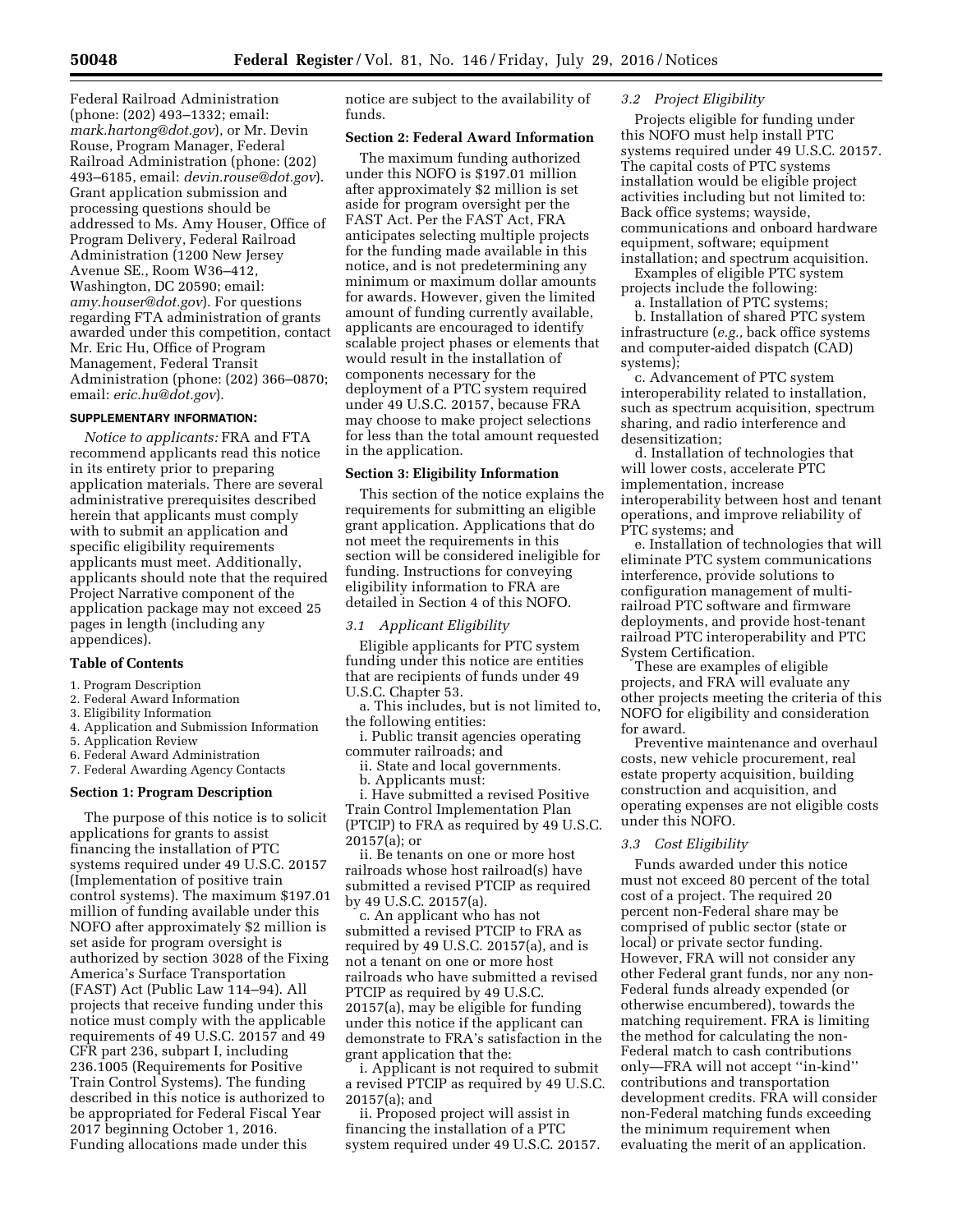Federal Railroad Administration (phone: (202) 493–1332; email: *mark.hartong@dot.gov*), or Mr. Devin Rouse, Program Manager, Federal Railroad Administration (phone: (202) 493–6185, email: *devin.rouse@dot.gov*). Grant application submission and processing questions should be addressed to Ms. Amy Houser, Office of Program Delivery, Federal Railroad Administration (1200 New Jersey Avenue SE., Room W36–412, Washington, DC 20590; email: *amy.houser@dot.gov*). For questions regarding FTA administration of grants awarded under this competition, contact Mr. Eric Hu, Office of Program Management, Federal Transit Administration (phone: (202) 366–0870; email: *eric.hu@dot.gov*).

**SUPPLEMENTARY INFORMATION:**

*Notice to applicants:* FRA and FTA recommend applicants read this notice in its entirety prior to preparing application materials. There are several administrative prerequisites described herein that applicants must comply with to submit an application and specific eligibility requirements applicants must meet. Additionally, applicants should note that the required Project Narrative component of the application package may not exceed 25 pages in length (including any appendices).

**Table of Contents**

1. Program Description
2. Federal Award Information
3. Eligibility Information
4. Application and Submission Information
5. Application Review
6. Federal Award Administration
7. Federal Awarding Agency Contacts

**Section 1: Program Description**

The purpose of this notice is to solicit applications for grants to assist financing the installation of PTC systems required under 49 U.S.C. 20157 (Implementation of positive train control systems). The maximum $197.01 million of funding available under this NOFO after approximately $2 million is set aside for program oversight is authorized by section 3028 of the Fixing America's Surface Transportation (FAST) Act (Public Law 114–94). All projects that receive funding under this notice must comply with the applicable requirements of 49 U.S.C. 20157 and 49 CFR part 236, subpart I, including 236.1005 (Requirements for Positive Train Control Systems). The funding described in this notice is authorized to be appropriated for Federal Fiscal Year 2017 beginning October 1, 2016. Funding allocations made under this notice are subject to the availability of funds.

**Section 2: Federal Award Information**

The maximum funding authorized under this NOFO is $197.01 million after approximately $2 million is set aside for program oversight per the FAST Act. Per the FAST Act, FRA anticipates selecting multiple projects for the funding made available in this notice, and is not predetermining any minimum or maximum dollar amounts for awards. However, given the limited amount of funding currently available, applicants are encouraged to identify scalable project phases or elements that would result in the installation of components necessary for the deployment of a PTC system required under 49 U.S.C. 20157, because FRA may choose to make project selections for less than the total amount requested in the application.

**Section 3: Eligibility Information**

This section of the notice explains the requirements for submitting an eligible grant application. Applications that do not meet the requirements in this section will be considered ineligible for funding. Instructions for conveying eligibility information to FRA are detailed in Section 4 of this NOFO.

*3.1 Applicant Eligibility*

Eligible applicants for PTC system funding under this notice are entities that are recipients of funds under 49 U.S.C. Chapter 53.

a. This includes, but is not limited to, the following entities:

i. Public transit agencies operating commuter railroads; and

ii. State and local governments.

b. Applicants must:

i. Have submitted a revised Positive Train Control Implementation Plan (PTCIP) to FRA as required by 49 U.S.C. 20157(a); or

ii. Be tenants on one or more host railroads whose host railroad(s) have submitted a revised PTCIP as required by 49 U.S.C. 20157(a).

c. An applicant who has not submitted a revised PTCIP to FRA as required by 49 U.S.C. 20157(a), and is not a tenant on one or more host railroads who have submitted a revised PTCIP as required by 49 U.S.C. 20157(a), may be eligible for funding under this notice if the applicant can demonstrate to FRA's satisfaction in the grant application that the:

i. Applicant is not required to submit a revised PTCIP as required by 49 U.S.C. 20157(a); and

ii. Proposed project will assist in financing the installation of a PTC system required under 49 U.S.C. 20157.

*3.2 Project Eligibility*

Projects eligible for funding under this NOFO must help install PTC systems required under 49 U.S.C. 20157. The capital costs of PTC systems installation would be eligible project activities including but not limited to: Back office systems; wayside, communications and onboard hardware equipment, software; equipment installation; and spectrum acquisition.

Examples of eligible PTC system projects include the following:

a. Installation of PTC systems;

b. Installation of shared PTC system infrastructure (*e.g.,* back office systems and computer-aided dispatch (CAD) systems);

c. Advancement of PTC system interoperability related to installation, such as spectrum acquisition, spectrum sharing, and radio interference and desensitization;

d. Installation of technologies that will lower costs, accelerate PTC implementation, increase interoperability between host and tenant operations, and improve reliability of PTC systems; and

e. Installation of technologies that will eliminate PTC system communications interference, provide solutions to configuration management of multi-railroad PTC software and firmware deployments, and provide host-tenant railroad PTC interoperability and PTC System Certification.

These are examples of eligible projects, and FRA will evaluate any other projects meeting the criteria of this NOFO for eligibility and consideration for award.

Preventive maintenance and overhaul costs, new vehicle procurement, real estate property acquisition, building construction and acquisition, and operating expenses are not eligible costs under this NOFO.

*3.3 Cost Eligibility*

Funds awarded under this notice must not exceed 80 percent of the total cost of a project. The required 20 percent non-Federal share may be comprised of public sector (state or local) or private sector funding. However, FRA will not consider any other Federal grant funds, nor any non-Federal funds already expended (or otherwise encumbered), towards the matching requirement. FRA is limiting the method for calculating the non-Federal match to cash contributions only—FRA will not accept "in-kind" contributions and transportation development credits. FRA will consider non-Federal matching funds exceeding the minimum requirement when evaluating the merit of an application.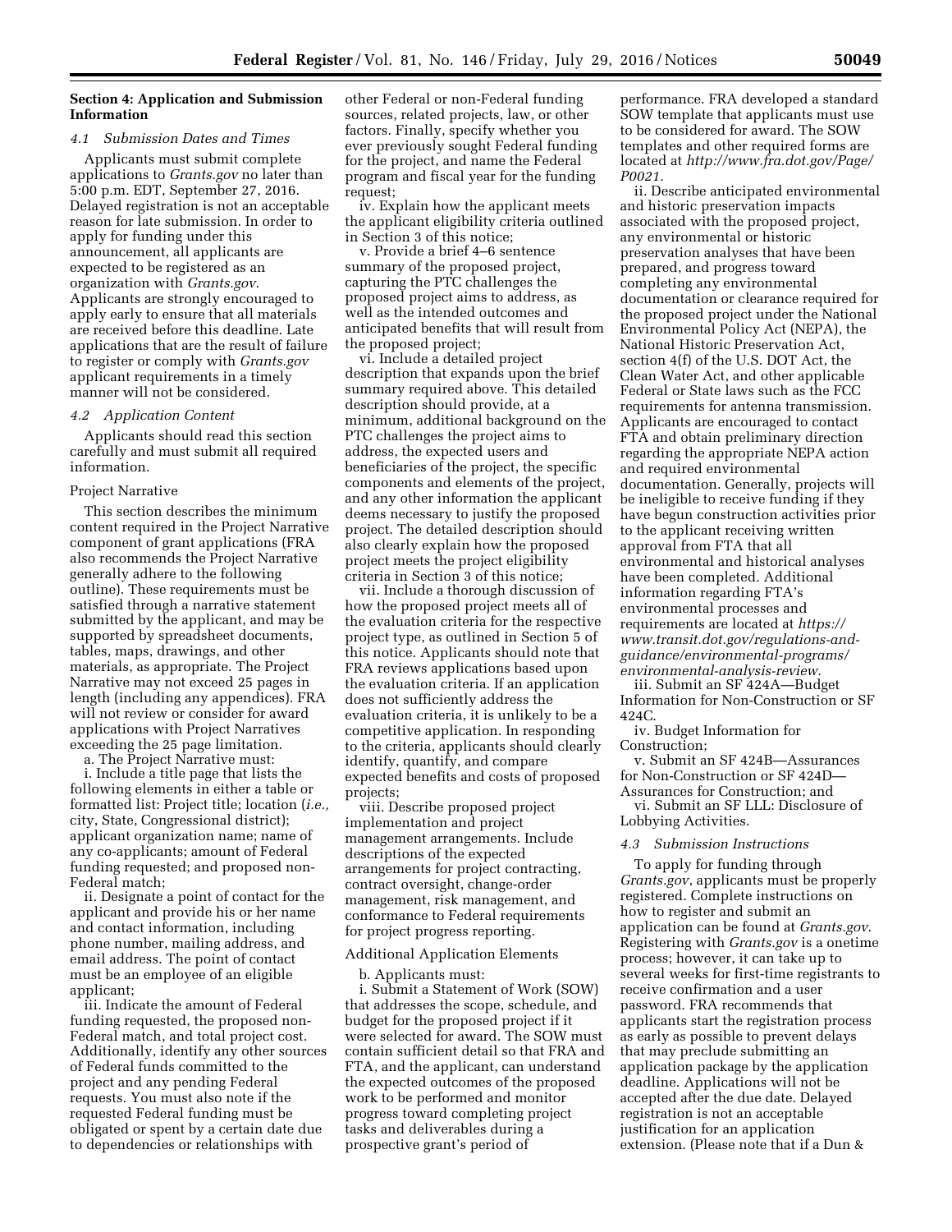## Section 4: Application and Submission Information

### 4.1 Submission Dates and Times

Applicants must submit complete applications to *Grants.gov* no later than 5:00 p.m. EDT, September 27, 2016. Delayed registration is not an acceptable reason for late submission. In order to apply for funding under this announcement, all applicants are expected to be registered as an organization with *Grants.gov*. Applicants are strongly encouraged to apply early to ensure that all materials are received before this deadline. Late applications that are the result of failure to register or comply with *Grants.gov* applicant requirements in a timely manner will not be considered.

### 4.2 Application Content

Applicants should read this section carefully and must submit all required information.

Project Narrative

This section describes the minimum content required in the Project Narrative component of grant applications (FRA also recommends the Project Narrative generally adhere to the following outline). These requirements must be satisfied through a narrative statement submitted by the applicant, and may be supported by spreadsheet documents, tables, maps, drawings, and other materials, as appropriate. The Project Narrative may not exceed 25 pages in length (including any appendices). FRA will not review or consider for award applications with Project Narratives exceeding the 25 page limitation.

a. The Project Narrative must:

i. Include a title page that lists the following elements in either a table or formatted list: Project title; location (*i.e.,* city, State, Congressional district); applicant organization name; name of any co-applicants; amount of Federal funding requested; and proposed non-Federal match;

ii. Designate a point of contact for the applicant and provide his or her name and contact information, including phone number, mailing address, and email address. The point of contact must be an employee of an eligible applicant;

iii. Indicate the amount of Federal funding requested, the proposed non-Federal match, and total project cost. Additionally, identify any other sources of Federal funds committed to the project and any pending Federal requests. You must also note if the requested Federal funding must be obligated or spent by a certain date due to dependencies or relationships with other Federal or non-Federal funding sources, related projects, law, or other factors. Finally, specify whether you ever previously sought Federal funding for the project, and name the Federal program and fiscal year for the funding request;

iv. Explain how the applicant meets the applicant eligibility criteria outlined in Section 3 of this notice;

v. Provide a brief 4–6 sentence summary of the proposed project, capturing the PTC challenges the proposed project aims to address, as well as the intended outcomes and anticipated benefits that will result from the proposed project;

vi. Include a detailed project description that expands upon the brief summary required above. This detailed description should provide, at a minimum, additional background on the PTC challenges the project aims to address, the expected users and beneficiaries of the project, the specific components and elements of the project, and any other information the applicant deems necessary to justify the proposed project. The detailed description should also clearly explain how the proposed project meets the project eligibility criteria in Section 3 of this notice;

vii. Include a thorough discussion of how the proposed project meets all of the evaluation criteria for the respective project type, as outlined in Section 5 of this notice. Applicants should note that FRA reviews applications based upon the evaluation criteria. If an application does not sufficiently address the evaluation criteria, it is unlikely to be a competitive application. In responding to the criteria, applicants should clearly identify, quantify, and compare expected benefits and costs of proposed projects;

viii. Describe proposed project implementation and project management arrangements. Include descriptions of the expected arrangements for project contracting, contract oversight, change-order management, risk management, and conformance to Federal requirements for project progress reporting.

Additional Application Elements

b. Applicants must:

i. Submit a Statement of Work (SOW) that addresses the scope, schedule, and budget for the proposed project if it were selected for award. The SOW must contain sufficient detail so that FRA and FTA, and the applicant, can understand the expected outcomes of the proposed work to be performed and monitor progress toward completing project tasks and deliverables during a prospective grant's period of performance. FRA developed a standard SOW template that applicants must use to be considered for award. The SOW templates and other required forms are located at *http://www.fra.dot.gov/Page/P0021.*

ii. Describe anticipated environmental and historic preservation impacts associated with the proposed project, any environmental or historic preservation analyses that have been prepared, and progress toward completing any environmental documentation or clearance required for the proposed project under the National Environmental Policy Act (NEPA), the National Historic Preservation Act, section 4(f) of the U.S. DOT Act, the Clean Water Act, and other applicable Federal or State laws such as the FCC requirements for antenna transmission. Applicants are encouraged to contact FTA and obtain preliminary direction regarding the appropriate NEPA action and required environmental documentation. Generally, projects will be ineligible to receive funding if they have begun construction activities prior to the applicant receiving written approval from FTA that all environmental and historical analyses have been completed. Additional information regarding FTA's environmental processes and requirements are located at *https://www.transit.dot.gov/regulations-and-guidance/environmental-programs/environmental-analysis-review.*

iii. Submit an SF 424A—Budget Information for Non-Construction or SF 424C.

iv. Budget Information for Construction;

v. Submit an SF 424B—Assurances for Non-Construction or SF 424D—Assurances for Construction; and

vi. Submit an SF LLL: Disclosure of Lobbying Activities.

### 4.3 Submission Instructions

To apply for funding through *Grants.gov*, applicants must be properly registered. Complete instructions on how to register and submit an application can be found at *Grants.gov*. Registering with *Grants.gov* is a onetime process; however, it can take up to several weeks for first-time registrants to receive confirmation and a user password. FRA recommends that applicants start the registration process as early as possible to prevent delays that may preclude submitting an application package by the application deadline. Applications will not be accepted after the due date. Delayed registration is not an acceptable justification for an application extension. (Please note that if a Dun &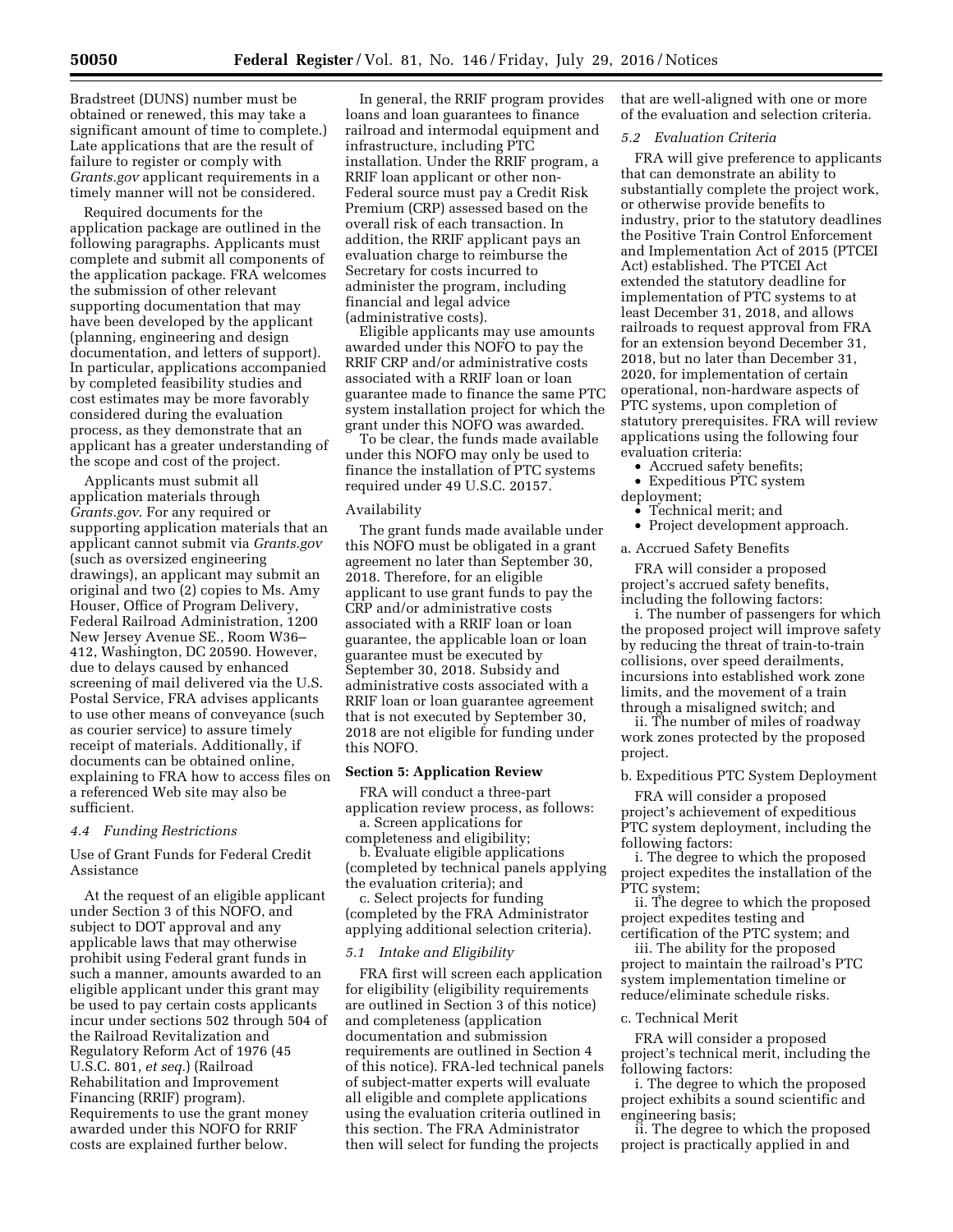Bradstreet (DUNS) number must be obtained or renewed, this may take a significant amount of time to complete.) Late applications that are the result of failure to register or comply with *Grants.gov* applicant requirements in a timely manner will not be considered.

Required documents for the application package are outlined in the following paragraphs. Applicants must complete and submit all components of the application package. FRA welcomes the submission of other relevant supporting documentation that may have been developed by the applicant (planning, engineering and design documentation, and letters of support). In particular, applications accompanied by completed feasibility studies and cost estimates may be more favorably considered during the evaluation process, as they demonstrate that an applicant has a greater understanding of the scope and cost of the project.

Applicants must submit all application materials through *Grants.gov*. For any required or supporting application materials that an applicant cannot submit via *Grants.gov* (such as oversized engineering drawings), an applicant may submit an original and two (2) copies to Ms. Amy Houser, Office of Program Delivery, Federal Railroad Administration, 1200 New Jersey Avenue SE., Room W36–412, Washington, DC 20590. However, due to delays caused by enhanced screening of mail delivered via the U.S. Postal Service, FRA advises applicants to use other means of conveyance (such as courier service) to assure timely receipt of materials. Additionally, if documents can be obtained online, explaining to FRA how to access files on a referenced Web site may also be sufficient.

### *4.4 Funding Restrictions*

Use of Grant Funds for Federal Credit Assistance

At the request of an eligible applicant under Section 3 of this NOFO, and subject to DOT approval and any applicable laws that may otherwise prohibit using Federal grant funds in such a manner, amounts awarded to an eligible applicant under this grant may be used to pay certain costs applicants incur under sections 502 through 504 of the Railroad Revitalization and Regulatory Reform Act of 1976 (45 U.S.C. 801, *et seq.*) (Railroad Rehabilitation and Improvement Financing (RRIF) program). Requirements to use the grant money awarded under this NOFO for RRIF costs are explained further below.

In general, the RRIF program provides loans and loan guarantees to finance railroad and intermodal equipment and infrastructure, including PTC installation. Under the RRIF program, a RRIF loan applicant or other non-Federal source must pay a Credit Risk Premium (CRP) assessed based on the overall risk of each transaction. In addition, the RRIF applicant pays an evaluation charge to reimburse the Secretary for costs incurred to administer the program, including financial and legal advice (administrative costs).

Eligible applicants may use amounts awarded under this NOFO to pay the RRIF CRP and/or administrative costs associated with a RRIF loan or loan guarantee made to finance the same PTC system installation project for which the grant under this NOFO was awarded.

To be clear, the funds made available under this NOFO may only be used to finance the installation of PTC systems required under 49 U.S.C. 20157.

Availability

The grant funds made available under this NOFO must be obligated in a grant agreement no later than September 30, 2018. Therefore, for an eligible applicant to use grant funds to pay the CRP and/or administrative costs associated with a RRIF loan or loan guarantee, the applicable loan or loan guarantee must be executed by September 30, 2018. Subsidy and administrative costs associated with a RRIF loan or loan guarantee agreement that is not executed by September 30, 2018 are not eligible for funding under this NOFO.

## Section 5: Application Review

FRA will conduct a three-part application review process, as follows:

a. Screen applications for completeness and eligibility;

b. Evaluate eligible applications (completed by technical panels applying the evaluation criteria); and

c. Select projects for funding (completed by the FRA Administrator applying additional selection criteria).

### *5.1 Intake and Eligibility*

FRA first will screen each application for eligibility (eligibility requirements are outlined in Section 3 of this notice) and completeness (application documentation and submission requirements are outlined in Section 4 of this notice). FRA-led technical panels of subject-matter experts will evaluate all eligible and complete applications using the evaluation criteria outlined in this section. The FRA Administrator then will select for funding the projects that are well-aligned with one or more of the evaluation and selection criteria.

### *5.2 Evaluation Criteria*

FRA will give preference to applicants that can demonstrate an ability to substantially complete the project work, or otherwise provide benefits to industry, prior to the statutory deadlines the Positive Train Control Enforcement and Implementation Act of 2015 (PTCEI Act) established. The PTCEI Act extended the statutory deadline for implementation of PTC systems to at least December 31, 2018, and allows railroads to request approval from FRA for an extension beyond December 31, 2018, but no later than December 31, 2020, for implementation of certain operational, non-hardware aspects of PTC systems, upon completion of statutory prerequisites. FRA will review applications using the following four evaluation criteria:

- Accrued safety benefits;
- Expeditious PTC system deployment;
- Technical merit; and
- Project development approach.

a. Accrued Safety Benefits

FRA will consider a proposed project's accrued safety benefits, including the following factors:

i. The number of passengers for which the proposed project will improve safety by reducing the threat of train-to-train collisions, over speed derailments, incursions into established work zone limits, and the movement of a train through a misaligned switch; and

ii. The number of miles of roadway work zones protected by the proposed project.

b. Expeditious PTC System Deployment

FRA will consider a proposed project's achievement of expeditious PTC system deployment, including the following factors:

i. The degree to which the proposed project expedites the installation of the PTC system;

ii. The degree to which the proposed project expedites testing and certification of the PTC system; and

iii. The ability for the proposed project to maintain the railroad's PTC system implementation timeline or reduce/eliminate schedule risks.

c. Technical Merit

FRA will consider a proposed project's technical merit, including the following factors:

i. The degree to which the proposed project exhibits a sound scientific and engineering basis;

ii. The degree to which the proposed project is practically applied in and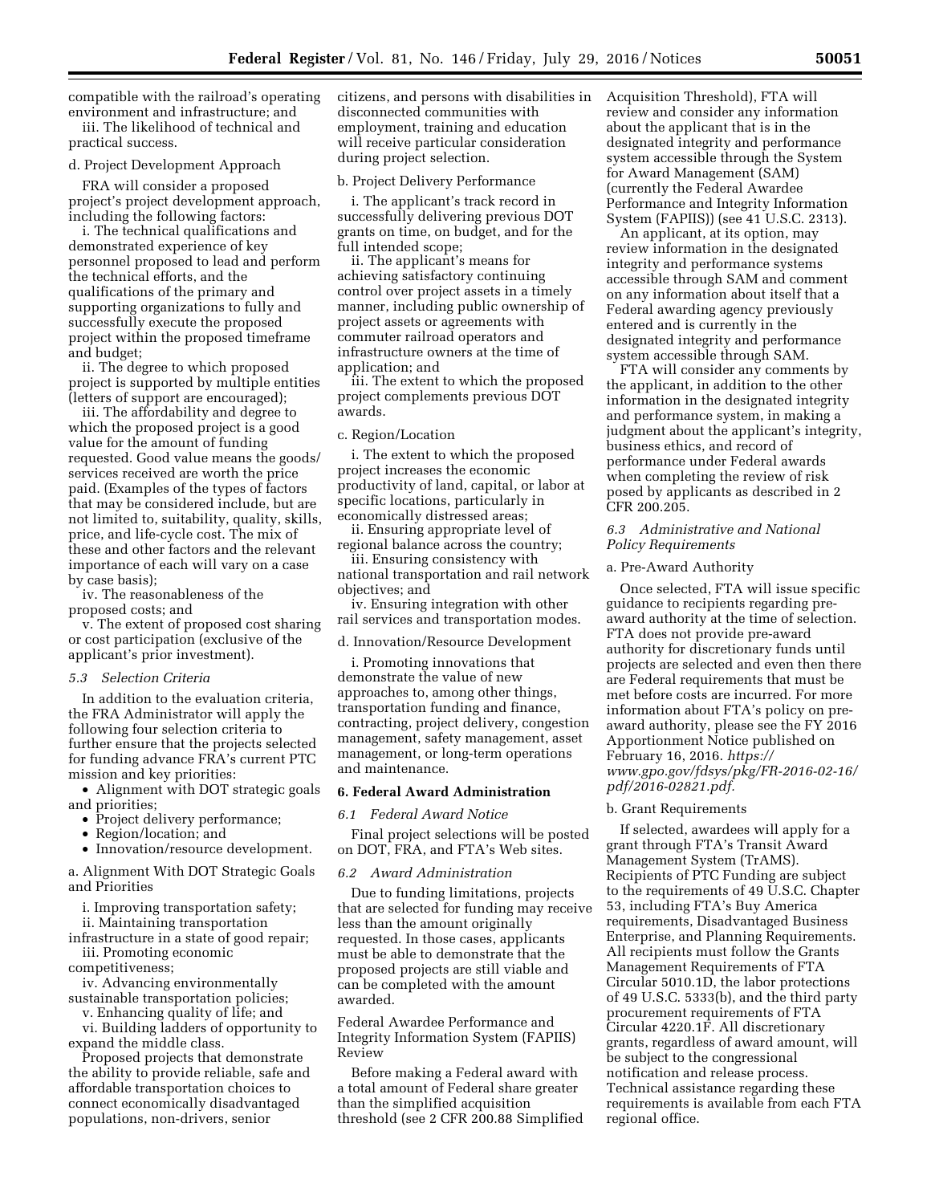compatible with the railroad's operating environment and infrastructure; and

iii. The likelihood of technical and practical success.

d. Project Development Approach

FRA will consider a proposed project's project development approach, including the following factors:

i. The technical qualifications and demonstrated experience of key personnel proposed to lead and perform the technical efforts, and the qualifications of the primary and supporting organizations to fully and successfully execute the proposed project within the proposed timeframe and budget;

ii. The degree to which proposed project is supported by multiple entities (letters of support are encouraged);

iii. The affordability and degree to which the proposed project is a good value for the amount of funding requested. Good value means the goods/services received are worth the price paid. (Examples of the types of factors that may be considered include, but are not limited to, suitability, quality, skills, price, and life-cycle cost. The mix of these and other factors and the relevant importance of each will vary on a case by case basis);

iv. The reasonableness of the proposed costs; and

v. The extent of proposed cost sharing or cost participation (exclusive of the applicant's prior investment).

### *5.3 Selection Criteria*

In addition to the evaluation criteria, the FRA Administrator will apply the following four selection criteria to further ensure that the projects selected for funding advance FRA's current PTC mission and key priorities:

- Alignment with DOT strategic goals and priorities;
- Project delivery performance;
- Region/location; and
- Innovation/resource development.

a. Alignment With DOT Strategic Goals and Priorities

i. Improving transportation safety;

ii. Maintaining transportation infrastructure in a state of good repair;

iii. Promoting economic competitiveness;

iv. Advancing environmentally sustainable transportation policies;

v. Enhancing quality of life; and

vi. Building ladders of opportunity to expand the middle class.

Proposed projects that demonstrate the ability to provide reliable, safe and affordable transportation choices to connect economically disadvantaged populations, non-drivers, senior citizens, and persons with disabilities in disconnected communities with employment, training and education will receive particular consideration during project selection.

b. Project Delivery Performance

i. The applicant's track record in successfully delivering previous DOT grants on time, on budget, and for the full intended scope;

ii. The applicant's means for achieving satisfactory continuing control over project assets in a timely manner, including public ownership of project assets or agreements with commuter railroad operators and infrastructure owners at the time of application; and

iii. The extent to which the proposed project complements previous DOT awards.

c. Region/Location

i. The extent to which the proposed project increases the economic productivity of land, capital, or labor at specific locations, particularly in economically distressed areas;

ii. Ensuring appropriate level of regional balance across the country;

iii. Ensuring consistency with national transportation and rail network objectives; and

iv. Ensuring integration with other rail services and transportation modes.

d. Innovation/Resource Development

i. Promoting innovations that demonstrate the value of new approaches to, among other things, transportation funding and finance, contracting, project delivery, congestion management, safety management, asset management, or long-term operations and maintenance.

## 6. Federal Award Administration

### *6.1 Federal Award Notice*

Final project selections will be posted on DOT, FRA, and FTA's Web sites.

### *6.2 Award Administration*

Due to funding limitations, projects that are selected for funding may receive less than the amount originally requested. In those cases, applicants must be able to demonstrate that the proposed projects are still viable and can be completed with the amount awarded.

Federal Awardee Performance and Integrity Information System (FAPIIS) Review

Before making a Federal award with a total amount of Federal share greater than the simplified acquisition threshold (see 2 CFR 200.88 Simplified Acquisition Threshold), FTA will review and consider any information about the applicant that is in the designated integrity and performance system accessible through the System for Award Management (SAM) (currently the Federal Awardee Performance and Integrity Information System (FAPIIS)) (see 41 U.S.C. 2313).

An applicant, at its option, may review information in the designated integrity and performance systems accessible through SAM and comment on any information about itself that a Federal awarding agency previously entered and is currently in the designated integrity and performance system accessible through SAM.

FTA will consider any comments by the applicant, in addition to the other information in the designated integrity and performance system, in making a judgment about the applicant's integrity, business ethics, and record of performance under Federal awards when completing the review of risk posed by applicants as described in 2 CFR 200.205.

### *6.3 Administrative and National Policy Requirements*

a. Pre-Award Authority

Once selected, FTA will issue specific guidance to recipients regarding pre-award authority at the time of selection. FTA does not provide pre-award authority for discretionary funds until projects are selected and even then there are Federal requirements that must be met before costs are incurred. For more information about FTA's policy on pre-award authority, please see the FY 2016 Apportionment Notice published on February 16, 2016. *https://www.gpo.gov/fdsys/pkg/FR-2016-02-16/pdf/2016-02821.pdf.*

b. Grant Requirements

If selected, awardees will apply for a grant through FTA's Transit Award Management System (TrAMS). Recipients of PTC Funding are subject to the requirements of 49 U.S.C. Chapter 53, including FTA's Buy America requirements, Disadvantaged Business Enterprise, and Planning Requirements. All recipients must follow the Grants Management Requirements of FTA Circular 5010.1D, the labor protections of 49 U.S.C. 5333(b), and the third party procurement requirements of FTA Circular 4220.1F. All discretionary grants, regardless of award amount, will be subject to the congressional notification and release process. Technical assistance regarding these requirements is available from each FTA regional office.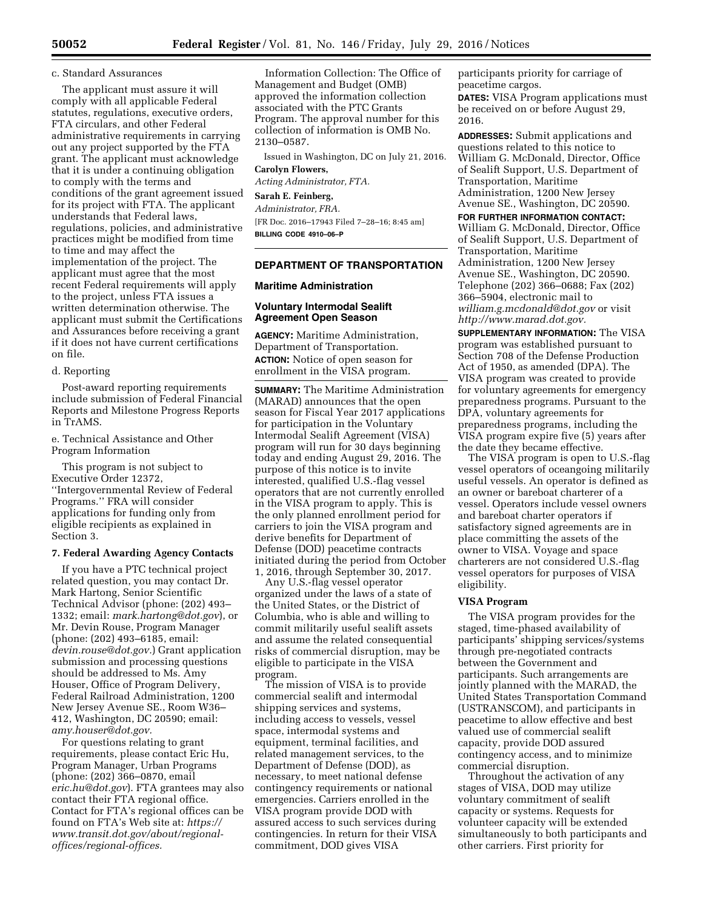c. Standard Assurances

The applicant must assure it will comply with all applicable Federal statutes, regulations, executive orders, FTA circulars, and other Federal administrative requirements in carrying out any project supported by the FTA grant. The applicant must acknowledge that it is under a continuing obligation to comply with the terms and conditions of the grant agreement issued for its project with FTA. The applicant understands that Federal laws, regulations, policies, and administrative practices might be modified from time to time and may affect the implementation of the project. The applicant must agree that the most recent Federal requirements will apply to the project, unless FTA issues a written determination otherwise. The applicant must submit the Certifications and Assurances before receiving a grant if it does not have current certifications on file.

d. Reporting

Post-award reporting requirements include submission of Federal Financial Reports and Milestone Progress Reports in TrAMS.

e. Technical Assistance and Other Program Information

This program is not subject to Executive Order 12372, ''Intergovernmental Review of Federal Programs.'' FRA will consider applications for funding only from eligible recipients as explained in Section 3.

**7. Federal Awarding Agency Contacts**

If you have a PTC technical project related question, you may contact Dr. Mark Hartong, Senior Scientific Technical Advisor (phone: (202) 493–1332; email: *mark.hartong@dot.gov*), or Mr. Devin Rouse, Program Manager (phone: (202) 493–6185, email: *devin.rouse@dot.gov*.) Grant application submission and processing questions should be addressed to Ms. Amy Houser, Office of Program Delivery, Federal Railroad Administration, 1200 New Jersey Avenue SE., Room W36–412, Washington, DC 20590; email: *amy.houser@dot.gov*.

For questions relating to grant requirements, please contact Eric Hu, Program Manager, Urban Programs (phone: (202) 366–0870, email *eric.hu@dot.gov*). FTA grantees may also contact their FTA regional office. Contact for FTA's regional offices can be found on FTA's Web site at: *https://www.transit.dot.gov/about/regional-offices/regional-offices*.

Information Collection: The Office of Management and Budget (OMB) approved the information collection associated with the PTC Grants Program. The approval number for this collection of information is OMB No. 2130–0587.

Issued in Washington, DC on July 21, 2016.

**Carolyn Flowers,**

*Acting Administrator, FTA.*

**Sarah E. Feinberg,**

*Administrator, FRA.*

[FR Doc. 2016–17943 Filed 7–28–16; 8:45 am]

**BILLING CODE 4910–06–P**

## DEPARTMENT OF TRANSPORTATION

### Maritime Administration

### Voluntary Intermodal Sealift Agreement Open Season

**AGENCY:** Maritime Administration, Department of Transportation.

**ACTION:** Notice of open season for enrollment in the VISA program.

**SUMMARY:** The Maritime Administration (MARAD) announces that the open season for Fiscal Year 2017 applications for participation in the Voluntary Intermodal Sealift Agreement (VISA) program will run for 30 days beginning today and ending August 29, 2016. The purpose of this notice is to invite interested, qualified U.S.-flag vessel operators that are not currently enrolled in the VISA program to apply. This is the only planned enrollment period for carriers to join the VISA program and derive benefits for Department of Defense (DOD) peacetime contracts initiated during the period from October 1, 2016, through September 30, 2017.

Any U.S.-flag vessel operator organized under the laws of a state of the United States, or the District of Columbia, who is able and willing to commit militarily useful sealift assets and assume the related consequential risks of commercial disruption, may be eligible to participate in the VISA program.

The mission of VISA is to provide commercial sealift and intermodal shipping services and systems, including access to vessels, vessel space, intermodal systems and equipment, terminal facilities, and related management services, to the Department of Defense (DOD), as necessary, to meet national defense contingency requirements or national emergencies. Carriers enrolled in the VISA program provide DOD with assured access to such services during contingencies. In return for their VISA commitment, DOD gives VISA participants priority for carriage of peacetime cargos.

**DATES:** VISA Program applications must be received on or before August 29, 2016.

**ADDRESSES:** Submit applications and questions related to this notice to William G. McDonald, Director, Office of Sealift Support, U.S. Department of Transportation, Maritime Administration, 1200 New Jersey Avenue SE., Washington, DC 20590.

**FOR FURTHER INFORMATION CONTACT:** William G. McDonald, Director, Office of Sealift Support, U.S. Department of Transportation, Maritime Administration, 1200 New Jersey Avenue SE., Washington, DC 20590. Telephone (202) 366–0688; Fax (202) 366–5904, electronic mail to *william.g.mcdonald@dot.gov* or visit *http://www.marad.dot.gov*.

**SUPPLEMENTARY INFORMATION:** The VISA program was established pursuant to Section 708 of the Defense Production Act of 1950, as amended (DPA). The VISA program was created to provide for voluntary agreements for emergency preparedness programs. Pursuant to the DPA, voluntary agreements for preparedness programs, including the VISA program expire five (5) years after the date they became effective.

The VISA program is open to U.S.-flag vessel operators of oceangoing militarily useful vessels. An operator is defined as an owner or bareboat charterer of a vessel. Operators include vessel owners and bareboat charter operators if satisfactory signed agreements are in place committing the assets of the owner to VISA. Voyage and space charterers are not considered U.S.-flag vessel operators for purposes of VISA eligibility.

#### VISA Program

The VISA program provides for the staged, time-phased availability of participants' shipping services/systems through pre-negotiated contracts between the Government and participants. Such arrangements are jointly planned with the MARAD, the United States Transportation Command (USTRANSCOM), and participants in peacetime to allow effective and best valued use of commercial sealift capacity, provide DOD assured contingency access, and to minimize commercial disruption.

Throughout the activation of any stages of VISA, DOD may utilize voluntary commitment of sealift capacity or systems. Requests for volunteer capacity will be extended simultaneously to both participants and other carriers. First priority for